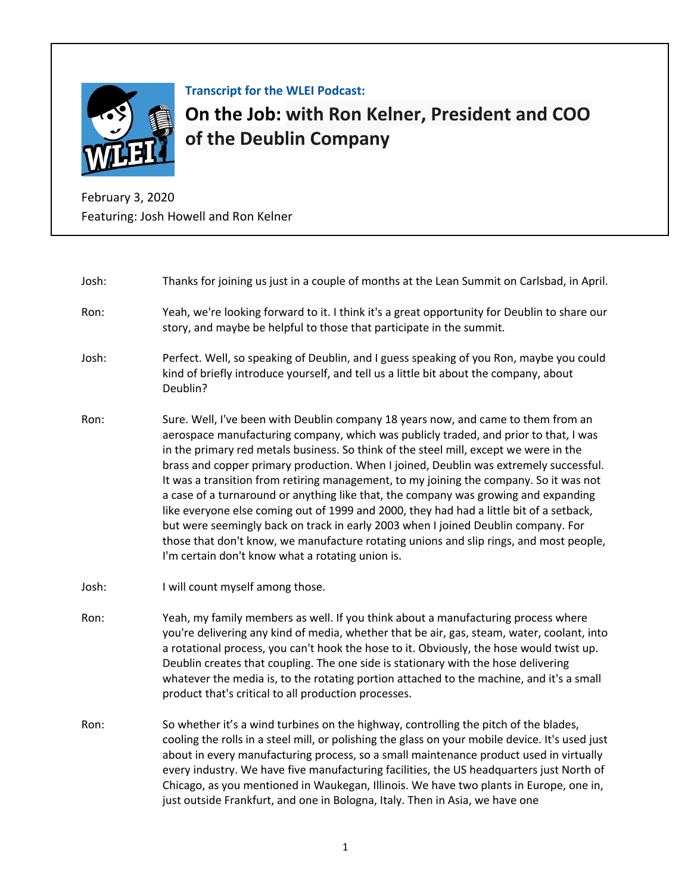**Transcript for the WLEI Podcast:**

# On the Job: with Ron Kelner, President and COO of the Deublin Company

February 3, 2020
Featuring: Josh Howell and Ron Kelner

**Josh:** Thanks for joining us just in a couple of months at the Lean Summit on Carlsbad, in April.

**Ron:** Yeah, we're looking forward to it. I think it's a great opportunity for Deublin to share our story, and maybe be helpful to those that participate in the summit.

**Josh:** Perfect. Well, so speaking of Deublin, and I guess speaking of you Ron, maybe you could kind of briefly introduce yourself, and tell us a little bit about the company, about Deublin?

**Ron:** Sure. Well, I've been with Deublin company 18 years now, and came to them from an aerospace manufacturing company, which was publicly traded, and prior to that, I was in the primary red metals business. So think of the steel mill, except we were in the brass and copper primary production. When I joined, Deublin was extremely successful. It was a transition from retiring management, to my joining the company. So it was not a case of a turnaround or anything like that, the company was growing and expanding like everyone else coming out of 1999 and 2000, they had had a little bit of a setback, but were seemingly back on track in early 2003 when I joined Deublin company. For those that don't know, we manufacture rotating unions and slip rings, and most people, I'm certain don't know what a rotating union is.

**Josh:** I will count myself among those.

**Ron:** Yeah, my family members as well. If you think about a manufacturing process where you're delivering any kind of media, whether that be air, gas, steam, water, coolant, into a rotational process, you can't hook the hose to it. Obviously, the hose would twist up. Deublin creates that coupling. The one side is stationary with the hose delivering whatever the media is, to the rotating portion attached to the machine, and it's a small product that's critical to all production processes.

**Ron:** So whether it's a wind turbines on the highway, controlling the pitch of the blades, cooling the rolls in a steel mill, or polishing the glass on your mobile device. It's used just about in every manufacturing process, so a small maintenance product used in virtually every industry. We have five manufacturing facilities, the US headquarters just North of Chicago, as you mentioned in Waukegan, Illinois. We have two plants in Europe, one in, just outside Frankfurt, and one in Bologna, Italy. Then in Asia, we have one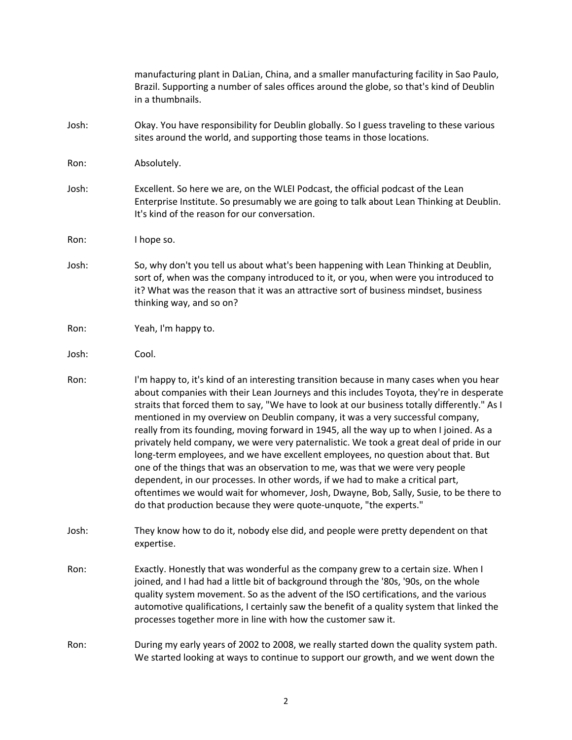manufacturing plant in DaLian, China, and a smaller manufacturing facility in Sao Paulo, Brazil. Supporting a number of sales offices around the globe, so that's kind of Deublin in a thumbnails.

Josh: Okay. You have responsibility for Deublin globally. So I guess traveling to these various sites around the world, and supporting those teams in those locations.

Ron: Absolutely.

Josh: Excellent. So here we are, on the WLEI Podcast, the official podcast of the Lean Enterprise Institute. So presumably we are going to talk about Lean Thinking at Deublin. It's kind of the reason for our conversation.

Ron: I hope so.

Josh: So, why don't you tell us about what's been happening with Lean Thinking at Deublin, sort of, when was the company introduced to it, or you, when were you introduced to it? What was the reason that it was an attractive sort of business mindset, business thinking way, and so on?

Ron: Yeah, I'm happy to.

Josh: Cool.

Ron: I'm happy to, it's kind of an interesting transition because in many cases when you hear about companies with their Lean Journeys and this includes Toyota, they're in desperate straits that forced them to say, "We have to look at our business totally differently." As I mentioned in my overview on Deublin company, it was a very successful company, really from its founding, moving forward in 1945, all the way up to when I joined. As a privately held company, we were very paternalistic. We took a great deal of pride in our long-term employees, and we have excellent employees, no question about that. But one of the things that was an observation to me, was that we were very people dependent, in our processes. In other words, if we had to make a critical part, oftentimes we would wait for whomever, Josh, Dwayne, Bob, Sally, Susie, to be there to do that production because they were quote-unquote, "the experts."

Josh: They know how to do it, nobody else did, and people were pretty dependent on that expertise.

Ron: Exactly. Honestly that was wonderful as the company grew to a certain size. When I joined, and I had had a little bit of background through the '80s, '90s, on the whole quality system movement. So as the advent of the ISO certifications, and the various automotive qualifications, I certainly saw the benefit of a quality system that linked the processes together more in line with how the customer saw it.

Ron: During my early years of 2002 to 2008, we really started down the quality system path. We started looking at ways to continue to support our growth, and we went down the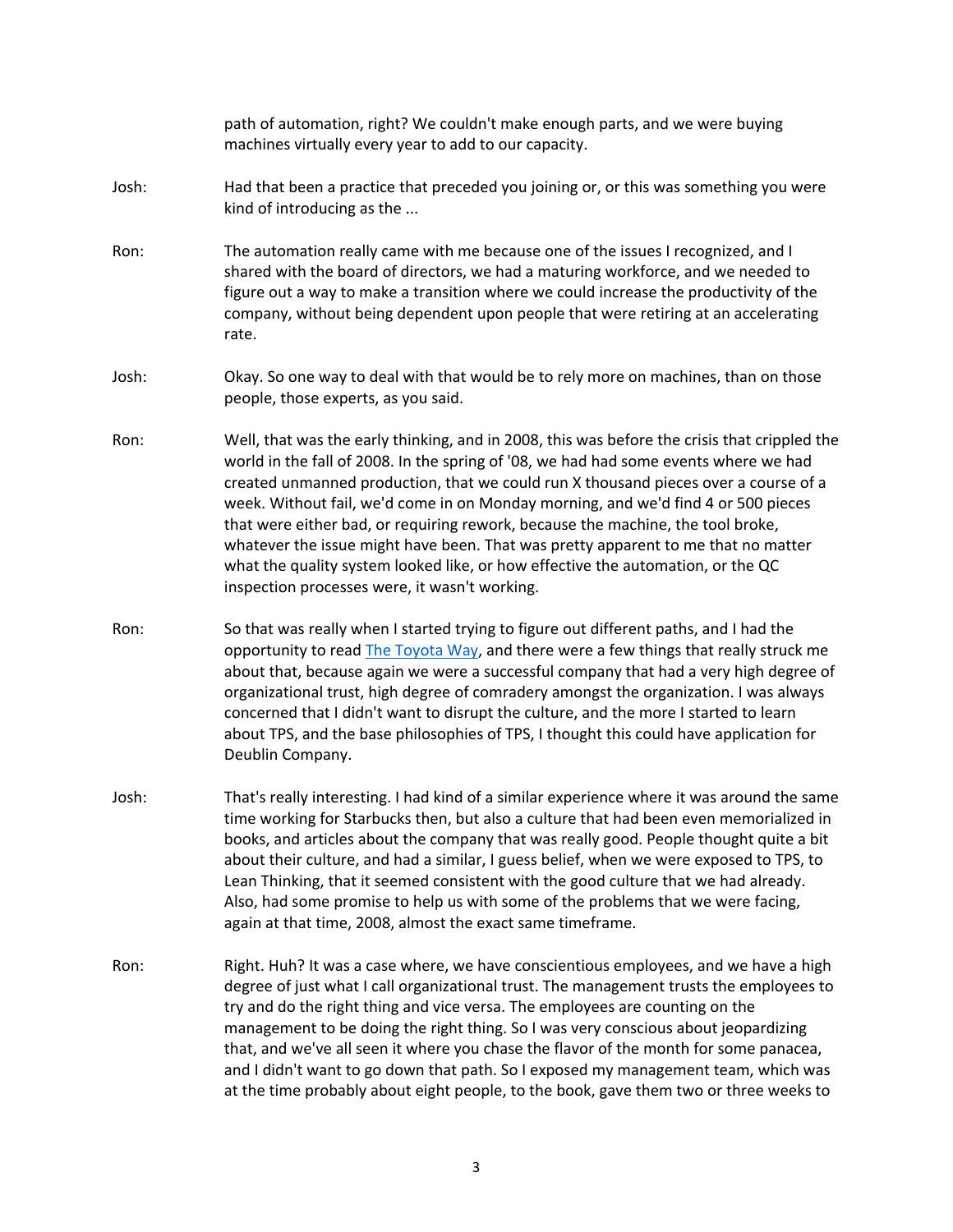path of automation, right? We couldn't make enough parts, and we were buying machines virtually every year to add to our capacity.

Josh: Had that been a practice that preceded you joining or, or this was something you were kind of introducing as the ...

Ron: The automation really came with me because one of the issues I recognized, and I shared with the board of directors, we had a maturing workforce, and we needed to figure out a way to make a transition where we could increase the productivity of the company, without being dependent upon people that were retiring at an accelerating rate.

Josh: Okay. So one way to deal with that would be to rely more on machines, than on those people, those experts, as you said.

Ron: Well, that was the early thinking, and in 2008, this was before the crisis that crippled the world in the fall of 2008. In the spring of '08, we had had some events where we had created unmanned production, that we could run X thousand pieces over a course of a week. Without fail, we'd come in on Monday morning, and we'd find 4 or 500 pieces that were either bad, or requiring rework, because the machine, the tool broke, whatever the issue might have been. That was pretty apparent to me that no matter what the quality system looked like, or how effective the automation, or the QC inspection processes were, it wasn't working.

Ron: So that was really when I started trying to figure out different paths, and I had the opportunity to read [The Toyota Way](), and there were a few things that really struck me about that, because again we were a successful company that had a very high degree of organizational trust, high degree of comradery amongst the organization. I was always concerned that I didn't want to disrupt the culture, and the more I started to learn about TPS, and the base philosophies of TPS, I thought this could have application for Deublin Company.

Josh: That's really interesting. I had kind of a similar experience where it was around the same time working for Starbucks then, but also a culture that had been even memorialized in books, and articles about the company that was really good. People thought quite a bit about their culture, and had a similar, I guess belief, when we were exposed to TPS, to Lean Thinking, that it seemed consistent with the good culture that we had already. Also, had some promise to help us with some of the problems that we were facing, again at that time, 2008, almost the exact same timeframe.

Ron: Right. Huh? It was a case where, we have conscientious employees, and we have a high degree of just what I call organizational trust. The management trusts the employees to try and do the right thing and vice versa. The employees are counting on the management to be doing the right thing. So I was very conscious about jeopardizing that, and we've all seen it where you chase the flavor of the month for some panacea, and I didn't want to go down that path. So I exposed my management team, which was at the time probably about eight people, to the book, gave them two or three weeks to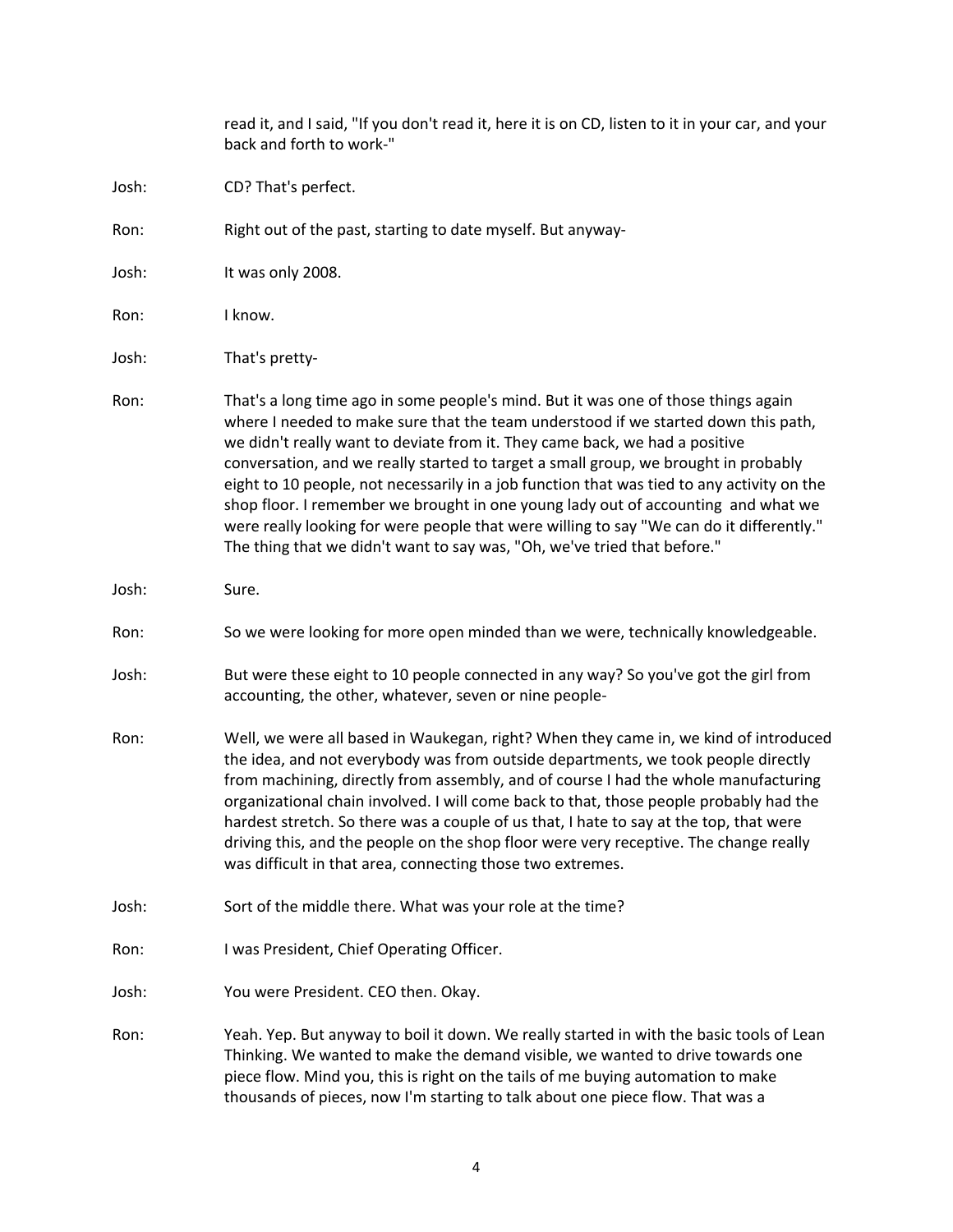read it, and I said, "If you don't read it, here it is on CD, listen to it in your car, and your back and forth to work-"

Josh: CD? That's perfect.

Ron: Right out of the past, starting to date myself. But anyway-

Josh: It was only 2008.

Ron: I know.

Josh: That's pretty-

Ron: That's a long time ago in some people's mind. But it was one of those things again where I needed to make sure that the team understood if we started down this path, we didn't really want to deviate from it. They came back, we had a positive conversation, and we really started to target a small group, we brought in probably eight to 10 people, not necessarily in a job function that was tied to any activity on the shop floor. I remember we brought in one young lady out of accounting and what we were really looking for were people that were willing to say "We can do it differently." The thing that we didn't want to say was, "Oh, we've tried that before."

Josh: Sure.

Ron: So we were looking for more open minded than we were, technically knowledgeable.

Josh: But were these eight to 10 people connected in any way? So you've got the girl from accounting, the other, whatever, seven or nine people-

Ron: Well, we were all based in Waukegan, right? When they came in, we kind of introduced the idea, and not everybody was from outside departments, we took people directly from machining, directly from assembly, and of course I had the whole manufacturing organizational chain involved. I will come back to that, those people probably had the hardest stretch. So there was a couple of us that, I hate to say at the top, that were driving this, and the people on the shop floor were very receptive. The change really was difficult in that area, connecting those two extremes.

Josh: Sort of the middle there. What was your role at the time?

Ron: I was President, Chief Operating Officer.

Josh: You were President. CEO then. Okay.

Ron: Yeah. Yep. But anyway to boil it down. We really started in with the basic tools of Lean Thinking. We wanted to make the demand visible, we wanted to drive towards one piece flow. Mind you, this is right on the tails of me buying automation to make thousands of pieces, now I'm starting to talk about one piece flow. That was a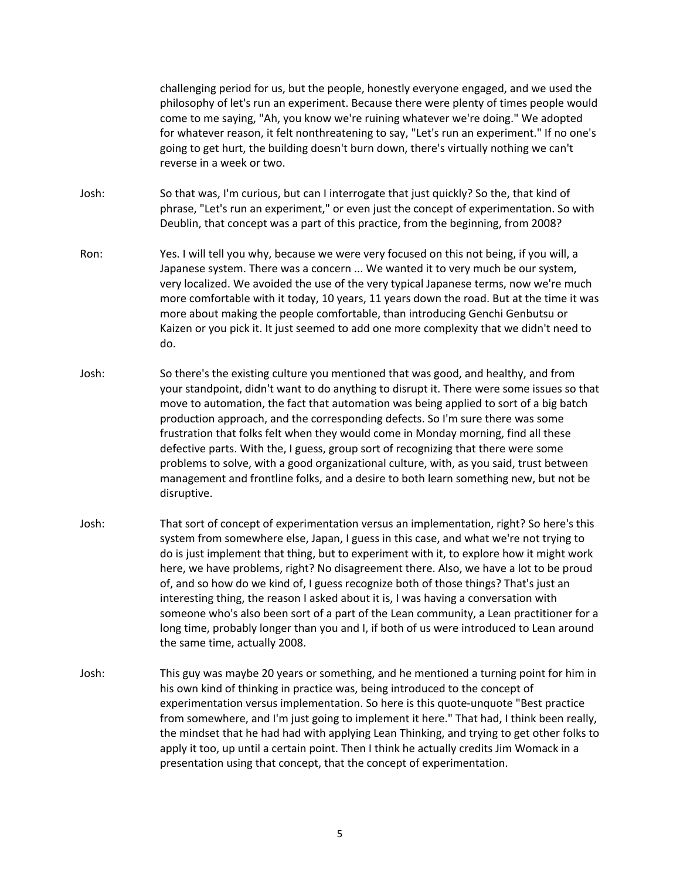challenging period for us, but the people, honestly everyone engaged, and we used the philosophy of let's run an experiment. Because there were plenty of times people would come to me saying, "Ah, you know we're ruining whatever we're doing." We adopted for whatever reason, it felt nonthreatening to say, "Let's run an experiment." If no one's going to get hurt, the building doesn't burn down, there's virtually nothing we can't reverse in a week or two.

Josh: So that was, I'm curious, but can I interrogate that just quickly? So the, that kind of phrase, "Let's run an experiment," or even just the concept of experimentation. So with Deublin, that concept was a part of this practice, from the beginning, from 2008?

Ron: Yes. I will tell you why, because we were very focused on this not being, if you will, a Japanese system. There was a concern ... We wanted it to very much be our system, very localized. We avoided the use of the very typical Japanese terms, now we're much more comfortable with it today, 10 years, 11 years down the road. But at the time it was more about making the people comfortable, than introducing Genchi Genbutsu or Kaizen or you pick it. It just seemed to add one more complexity that we didn't need to do.

Josh: So there's the existing culture you mentioned that was good, and healthy, and from your standpoint, didn't want to do anything to disrupt it. There were some issues so that move to automation, the fact that automation was being applied to sort of a big batch production approach, and the corresponding defects. So I'm sure there was some frustration that folks felt when they would come in Monday morning, find all these defective parts. With the, I guess, group sort of recognizing that there were some problems to solve, with a good organizational culture, with, as you said, trust between management and frontline folks, and a desire to both learn something new, but not be disruptive.

Josh: That sort of concept of experimentation versus an implementation, right? So here's this system from somewhere else, Japan, I guess in this case, and what we're not trying to do is just implement that thing, but to experiment with it, to explore how it might work here, we have problems, right? No disagreement there. Also, we have a lot to be proud of, and so how do we kind of, I guess recognize both of those things? That's just an interesting thing, the reason I asked about it is, I was having a conversation with someone who's also been sort of a part of the Lean community, a Lean practitioner for a long time, probably longer than you and I, if both of us were introduced to Lean around the same time, actually 2008.

Josh: This guy was maybe 20 years or something, and he mentioned a turning point for him in his own kind of thinking in practice was, being introduced to the concept of experimentation versus implementation. So here is this quote-unquote "Best practice from somewhere, and I'm just going to implement it here." That had, I think been really, the mindset that he had had with applying Lean Thinking, and trying to get other folks to apply it too, up until a certain point. Then I think he actually credits Jim Womack in a presentation using that concept, that the concept of experimentation.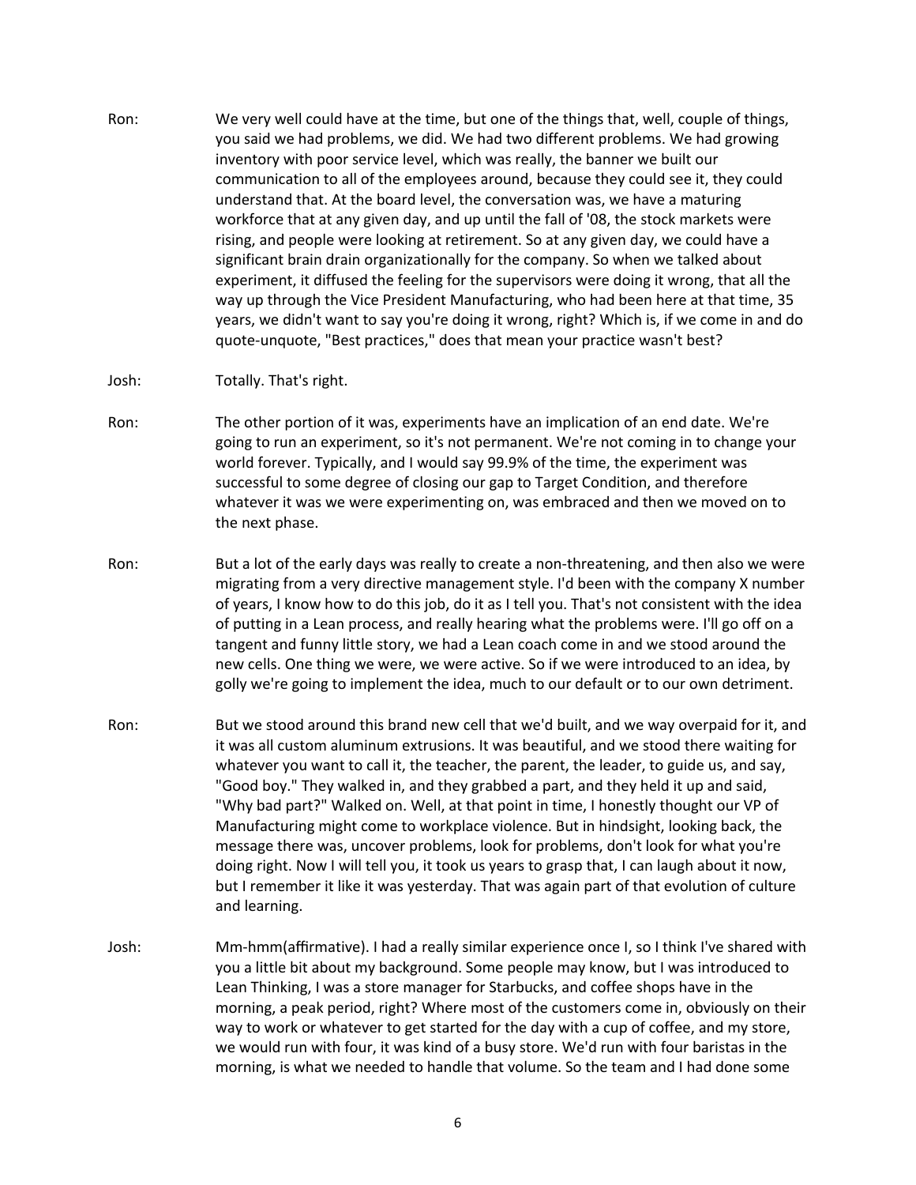Ron: We very well could have at the time, but one of the things that, well, couple of things, you said we had problems, we did. We had two different problems. We had growing inventory with poor service level, which was really, the banner we built our communication to all of the employees around, because they could see it, they could understand that. At the board level, the conversation was, we have a maturing workforce that at any given day, and up until the fall of '08, the stock markets were rising, and people were looking at retirement. So at any given day, we could have a significant brain drain organizationally for the company. So when we talked about experiment, it diffused the feeling for the supervisors were doing it wrong, that all the way up through the Vice President Manufacturing, who had been here at that time, 35 years, we didn't want to say you're doing it wrong, right? Which is, if we come in and do quote-unquote, "Best practices," does that mean your practice wasn't best?

Josh: Totally. That's right.

Ron: The other portion of it was, experiments have an implication of an end date. We're going to run an experiment, so it's not permanent. We're not coming in to change your world forever. Typically, and I would say 99.9% of the time, the experiment was successful to some degree of closing our gap to Target Condition, and therefore whatever it was we were experimenting on, was embraced and then we moved on to the next phase.

Ron: But a lot of the early days was really to create a non-threatening, and then also we were migrating from a very directive management style. I'd been with the company X number of years, I know how to do this job, do it as I tell you. That's not consistent with the idea of putting in a Lean process, and really hearing what the problems were. I'll go off on a tangent and funny little story, we had a Lean coach come in and we stood around the new cells. One thing we were, we were active. So if we were introduced to an idea, by golly we're going to implement the idea, much to our default or to our own detriment.

Ron: But we stood around this brand new cell that we'd built, and we way overpaid for it, and it was all custom aluminum extrusions. It was beautiful, and we stood there waiting for whatever you want to call it, the teacher, the parent, the leader, to guide us, and say, "Good boy." They walked in, and they grabbed a part, and they held it up and said, "Why bad part?" Walked on. Well, at that point in time, I honestly thought our VP of Manufacturing might come to workplace violence. But in hindsight, looking back, the message there was, uncover problems, look for problems, don't look for what you're doing right. Now I will tell you, it took us years to grasp that, I can laugh about it now, but I remember it like it was yesterday. That was again part of that evolution of culture and learning.

Josh: Mm-hmm(affirmative). I had a really similar experience once I, so I think I've shared with you a little bit about my background. Some people may know, but I was introduced to Lean Thinking, I was a store manager for Starbucks, and coffee shops have in the morning, a peak period, right? Where most of the customers come in, obviously on their way to work or whatever to get started for the day with a cup of coffee, and my store, we would run with four, it was kind of a busy store. We'd run with four baristas in the morning, is what we needed to handle that volume. So the team and I had done some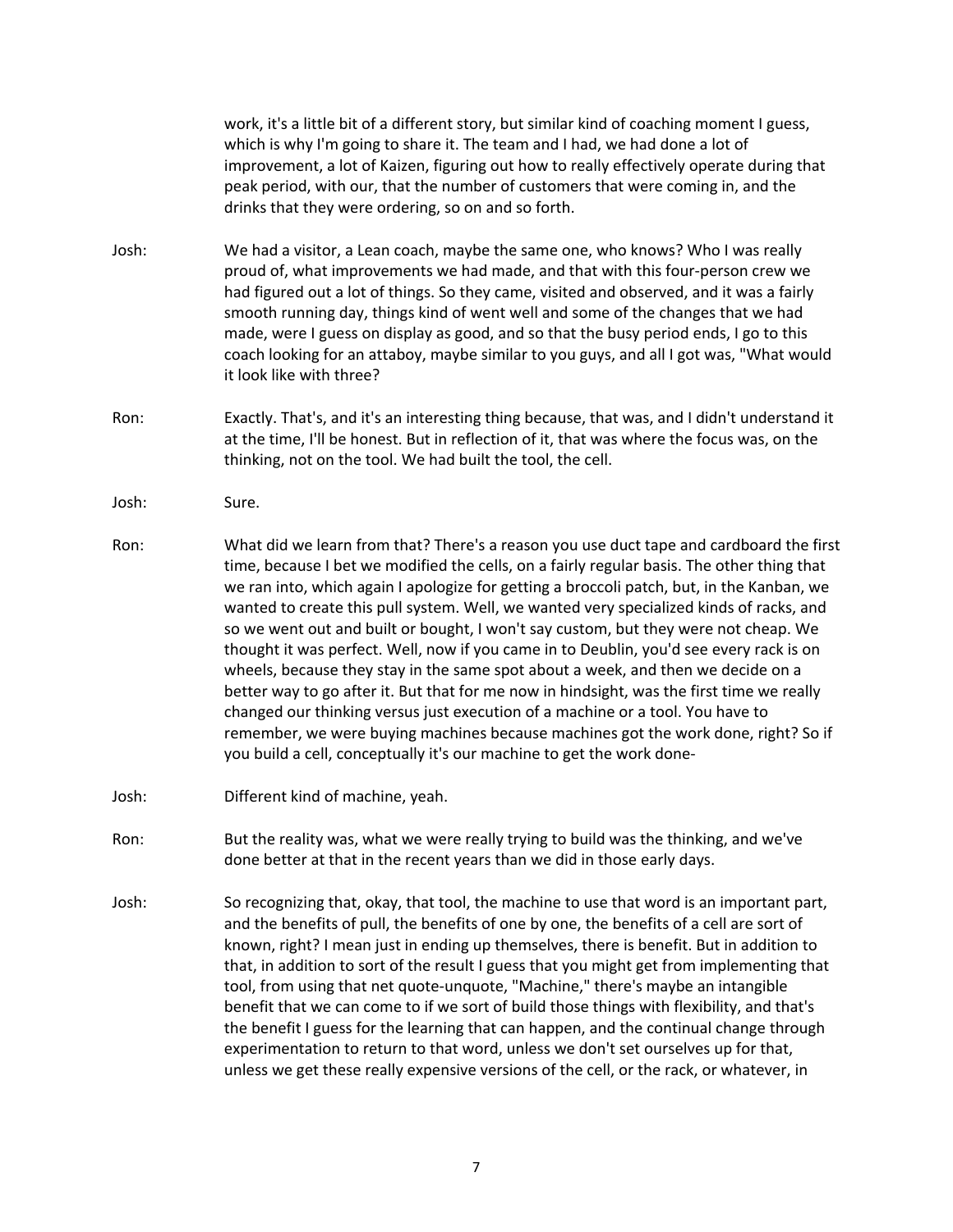work, it's a little bit of a different story, but similar kind of coaching moment I guess, which is why I'm going to share it. The team and I had, we had done a lot of improvement, a lot of Kaizen, figuring out how to really effectively operate during that peak period, with our, that the number of customers that were coming in, and the drinks that they were ordering, so on and so forth.

Josh: We had a visitor, a Lean coach, maybe the same one, who knows? Who I was really proud of, what improvements we had made, and that with this four-person crew we had figured out a lot of things. So they came, visited and observed, and it was a fairly smooth running day, things kind of went well and some of the changes that we had made, were I guess on display as good, and so that the busy period ends, I go to this coach looking for an attaboy, maybe similar to you guys, and all I got was, "What would it look like with three?

Ron: Exactly. That's, and it's an interesting thing because, that was, and I didn't understand it at the time, I'll be honest. But in reflection of it, that was where the focus was, on the thinking, not on the tool. We had built the tool, the cell.

Josh: Sure.

Ron: What did we learn from that? There's a reason you use duct tape and cardboard the first time, because I bet we modified the cells, on a fairly regular basis. The other thing that we ran into, which again I apologize for getting a broccoli patch, but, in the Kanban, we wanted to create this pull system. Well, we wanted very specialized kinds of racks, and so we went out and built or bought, I won't say custom, but they were not cheap. We thought it was perfect. Well, now if you came in to Deublin, you'd see every rack is on wheels, because they stay in the same spot about a week, and then we decide on a better way to go after it. But that for me now in hindsight, was the first time we really changed our thinking versus just execution of a machine or a tool. You have to remember, we were buying machines because machines got the work done, right? So if you build a cell, conceptually it's our machine to get the work done-

Josh: Different kind of machine, yeah.

Ron: But the reality was, what we were really trying to build was the thinking, and we've done better at that in the recent years than we did in those early days.

Josh: So recognizing that, okay, that tool, the machine to use that word is an important part, and the benefits of pull, the benefits of one by one, the benefits of a cell are sort of known, right? I mean just in ending up themselves, there is benefit. But in addition to that, in addition to sort of the result I guess that you might get from implementing that tool, from using that net quote-unquote, "Machine," there's maybe an intangible benefit that we can come to if we sort of build those things with flexibility, and that's the benefit I guess for the learning that can happen, and the continual change through experimentation to return to that word, unless we don't set ourselves up for that, unless we get these really expensive versions of the cell, or the rack, or whatever, in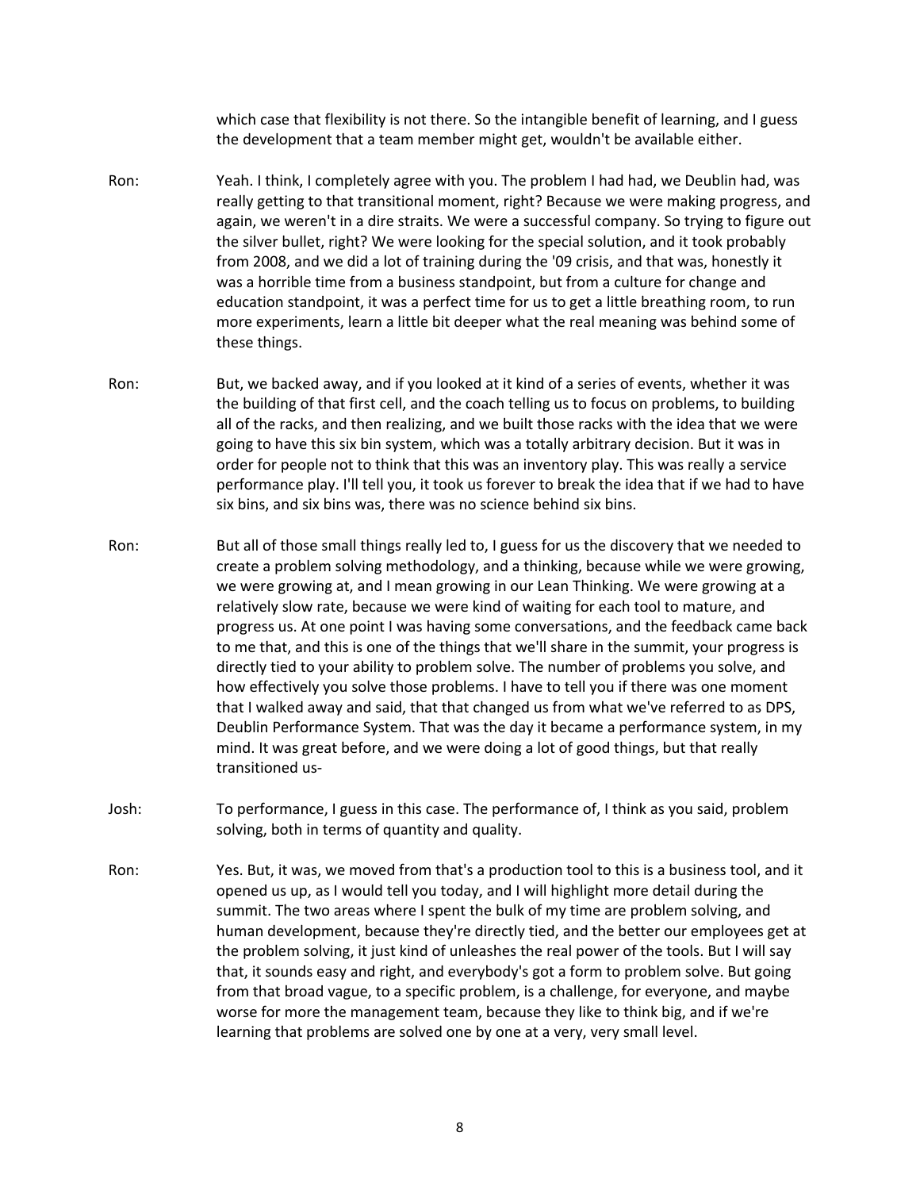which case that flexibility is not there. So the intangible benefit of learning, and I guess the development that a team member might get, wouldn't be available either.

Ron: Yeah. I think, I completely agree with you. The problem I had had, we Deublin had, was really getting to that transitional moment, right? Because we were making progress, and again, we weren't in a dire straits. We were a successful company. So trying to figure out the silver bullet, right? We were looking for the special solution, and it took probably from 2008, and we did a lot of training during the '09 crisis, and that was, honestly it was a horrible time from a business standpoint, but from a culture for change and education standpoint, it was a perfect time for us to get a little breathing room, to run more experiments, learn a little bit deeper what the real meaning was behind some of these things.

Ron: But, we backed away, and if you looked at it kind of a series of events, whether it was the building of that first cell, and the coach telling us to focus on problems, to building all of the racks, and then realizing, and we built those racks with the idea that we were going to have this six bin system, which was a totally arbitrary decision. But it was in order for people not to think that this was an inventory play. This was really a service performance play. I'll tell you, it took us forever to break the idea that if we had to have six bins, and six bins was, there was no science behind six bins.

Ron: But all of those small things really led to, I guess for us the discovery that we needed to create a problem solving methodology, and a thinking, because while we were growing, we were growing at, and I mean growing in our Lean Thinking. We were growing at a relatively slow rate, because we were kind of waiting for each tool to mature, and progress us. At one point I was having some conversations, and the feedback came back to me that, and this is one of the things that we'll share in the summit, your progress is directly tied to your ability to problem solve. The number of problems you solve, and how effectively you solve those problems. I have to tell you if there was one moment that I walked away and said, that that changed us from what we've referred to as DPS, Deublin Performance System. That was the day it became a performance system, in my mind. It was great before, and we were doing a lot of good things, but that really transitioned us-

Josh: To performance, I guess in this case. The performance of, I think as you said, problem solving, both in terms of quantity and quality.

Ron: Yes. But, it was, we moved from that's a production tool to this is a business tool, and it opened us up, as I would tell you today, and I will highlight more detail during the summit. The two areas where I spent the bulk of my time are problem solving, and human development, because they're directly tied, and the better our employees get at the problem solving, it just kind of unleashes the real power of the tools. But I will say that, it sounds easy and right, and everybody's got a form to problem solve. But going from that broad vague, to a specific problem, is a challenge, for everyone, and maybe worse for more the management team, because they like to think big, and if we're learning that problems are solved one by one at a very, very small level.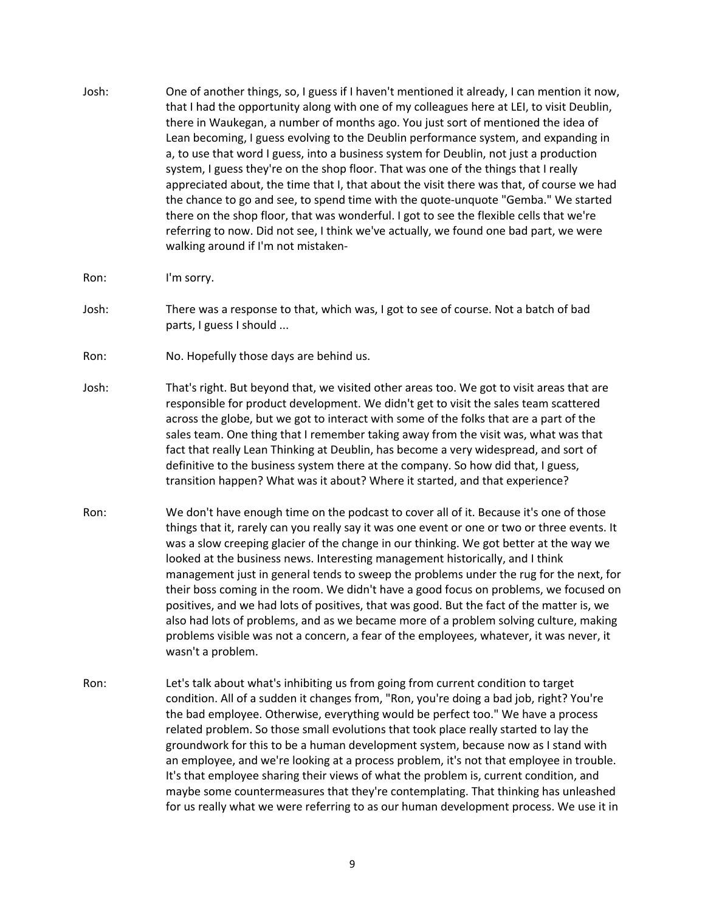Josh: One of another things, so, I guess if I haven't mentioned it already, I can mention it now, that I had the opportunity along with one of my colleagues here at LEI, to visit Deublin, there in Waukegan, a number of months ago. You just sort of mentioned the idea of Lean becoming, I guess evolving to the Deublin performance system, and expanding in a, to use that word I guess, into a business system for Deublin, not just a production system, I guess they're on the shop floor. That was one of the things that I really appreciated about, the time that I, that about the visit there was that, of course we had the chance to go and see, to spend time with the quote-unquote "Gemba." We started there on the shop floor, that was wonderful. I got to see the flexible cells that we're referring to now. Did not see, I think we've actually, we found one bad part, we were walking around if I'm not mistaken-

Ron: I'm sorry.

Josh: There was a response to that, which was, I got to see of course. Not a batch of bad parts, I guess I should ...

Ron: No. Hopefully those days are behind us.

Josh: That's right. But beyond that, we visited other areas too. We got to visit areas that are responsible for product development. We didn't get to visit the sales team scattered across the globe, but we got to interact with some of the folks that are a part of the sales team. One thing that I remember taking away from the visit was, what was that fact that really Lean Thinking at Deublin, has become a very widespread, and sort of definitive to the business system there at the company. So how did that, I guess, transition happen? What was it about? Where it started, and that experience?

Ron: We don't have enough time on the podcast to cover all of it. Because it's one of those things that it, rarely can you really say it was one event or one or two or three events. It was a slow creeping glacier of the change in our thinking. We got better at the way we looked at the business news. Interesting management historically, and I think management just in general tends to sweep the problems under the rug for the next, for their boss coming in the room. We didn't have a good focus on problems, we focused on positives, and we had lots of positives, that was good. But the fact of the matter is, we also had lots of problems, and as we became more of a problem solving culture, making problems visible was not a concern, a fear of the employees, whatever, it was never, it wasn't a problem.

Ron: Let's talk about what's inhibiting us from going from current condition to target condition. All of a sudden it changes from, "Ron, you're doing a bad job, right? You're the bad employee. Otherwise, everything would be perfect too." We have a process related problem. So those small evolutions that took place really started to lay the groundwork for this to be a human development system, because now as I stand with an employee, and we're looking at a process problem, it's not that employee in trouble. It's that employee sharing their views of what the problem is, current condition, and maybe some countermeasures that they're contemplating. That thinking has unleashed for us really what we were referring to as our human development process. We use it in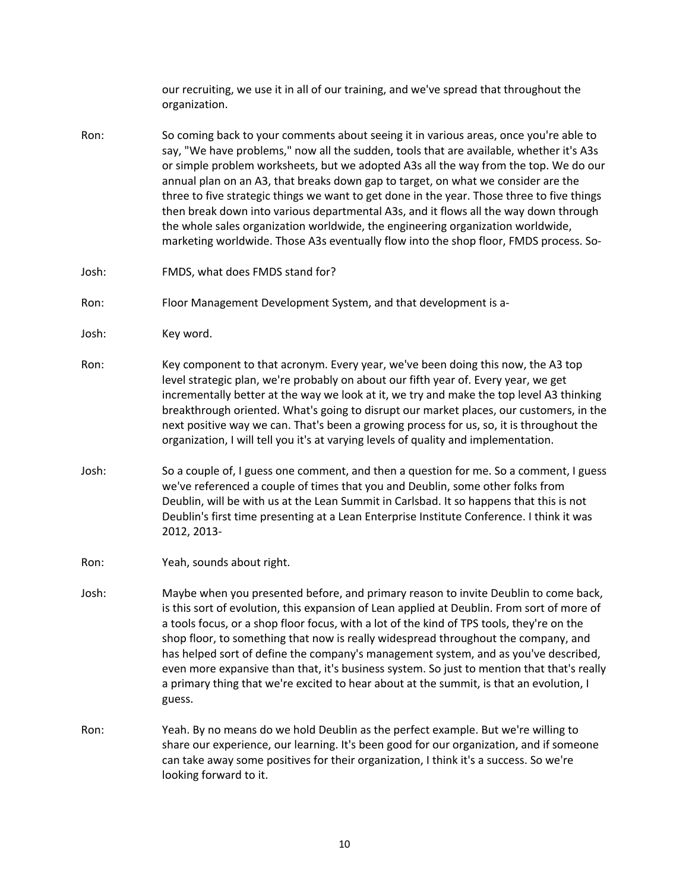our recruiting, we use it in all of our training, and we've spread that throughout the organization.

Ron: So coming back to your comments about seeing it in various areas, once you're able to say, "We have problems," now all the sudden, tools that are available, whether it's A3s or simple problem worksheets, but we adopted A3s all the way from the top. We do our annual plan on an A3, that breaks down gap to target, on what we consider are the three to five strategic things we want to get done in the year. Those three to five things then break down into various departmental A3s, and it flows all the way down through the whole sales organization worldwide, the engineering organization worldwide, marketing worldwide. Those A3s eventually flow into the shop floor, FMDS process. So-

Josh: FMDS, what does FMDS stand for?

Ron: Floor Management Development System, and that development is a-

Josh: Key word.

Ron: Key component to that acronym. Every year, we've been doing this now, the A3 top level strategic plan, we're probably on about our fifth year of. Every year, we get incrementally better at the way we look at it, we try and make the top level A3 thinking breakthrough oriented. What's going to disrupt our market places, our customers, in the next positive way we can. That's been a growing process for us, so, it is throughout the organization, I will tell you it's at varying levels of quality and implementation.

Josh: So a couple of, I guess one comment, and then a question for me. So a comment, I guess we've referenced a couple of times that you and Deublin, some other folks from Deublin, will be with us at the Lean Summit in Carlsbad. It so happens that this is not Deublin's first time presenting at a Lean Enterprise Institute Conference. I think it was 2012, 2013-

Ron: Yeah, sounds about right.

Josh: Maybe when you presented before, and primary reason to invite Deublin to come back, is this sort of evolution, this expansion of Lean applied at Deublin. From sort of more of a tools focus, or a shop floor focus, with a lot of the kind of TPS tools, they're on the shop floor, to something that now is really widespread throughout the company, and has helped sort of define the company's management system, and as you've described, even more expansive than that, it's business system. So just to mention that that's really a primary thing that we're excited to hear about at the summit, is that an evolution, I guess.

Ron: Yeah. By no means do we hold Deublin as the perfect example. But we're willing to share our experience, our learning. It's been good for our organization, and if someone can take away some positives for their organization, I think it's a success. So we're looking forward to it.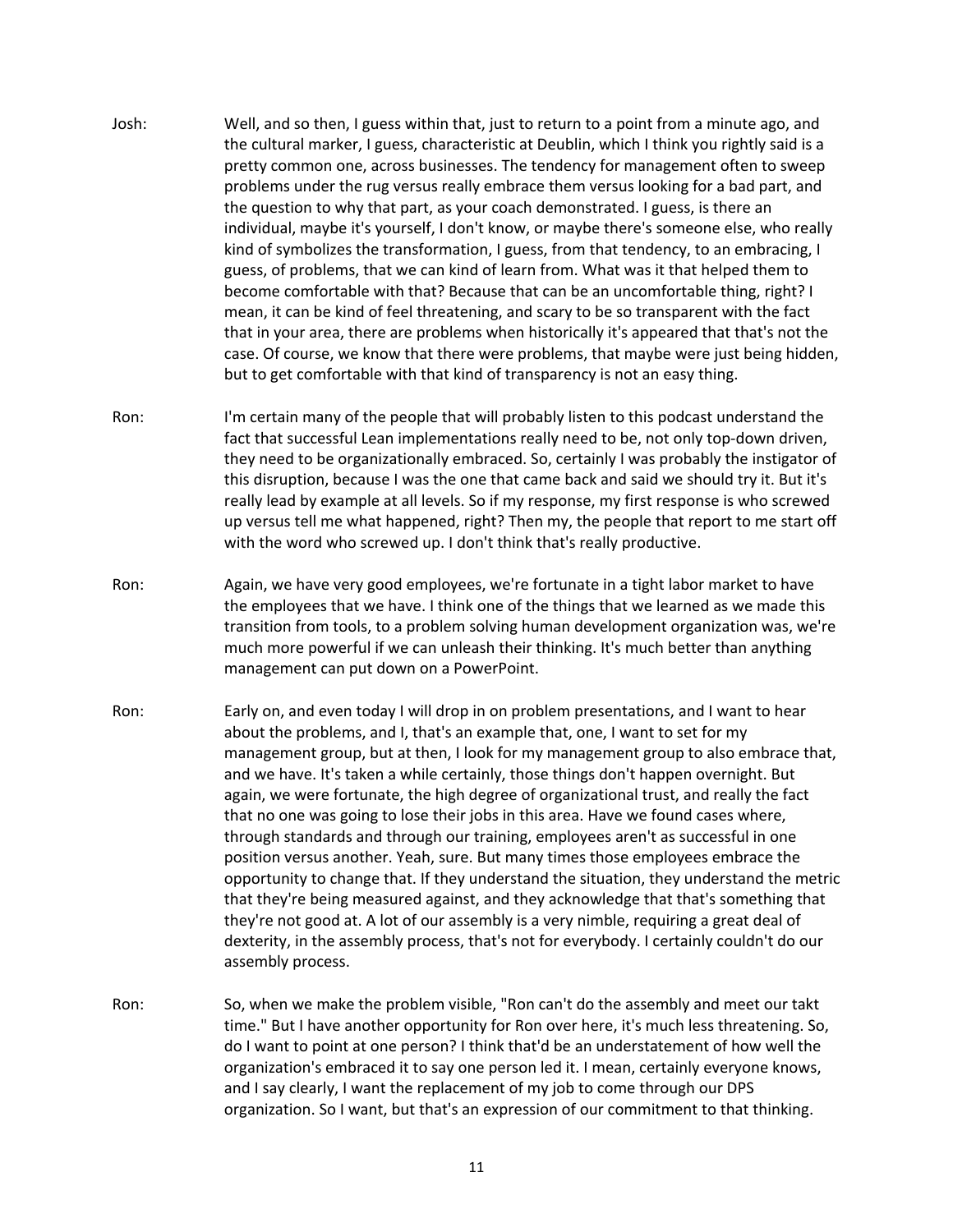Josh: Well, and so then, I guess within that, just to return to a point from a minute ago, and the cultural marker, I guess, characteristic at Deublin, which I think you rightly said is a pretty common one, across businesses. The tendency for management often to sweep problems under the rug versus really embrace them versus looking for a bad part, and the question to why that part, as your coach demonstrated. I guess, is there an individual, maybe it's yourself, I don't know, or maybe there's someone else, who really kind of symbolizes the transformation, I guess, from that tendency, to an embracing, I guess, of problems, that we can kind of learn from. What was it that helped them to become comfortable with that? Because that can be an uncomfortable thing, right? I mean, it can be kind of feel threatening, and scary to be so transparent with the fact that in your area, there are problems when historically it's appeared that that's not the case. Of course, we know that there were problems, that maybe were just being hidden, but to get comfortable with that kind of transparency is not an easy thing.

Ron: I'm certain many of the people that will probably listen to this podcast understand the fact that successful Lean implementations really need to be, not only top-down driven, they need to be organizationally embraced. So, certainly I was probably the instigator of this disruption, because I was the one that came back and said we should try it. But it's really lead by example at all levels. So if my response, my first response is who screwed up versus tell me what happened, right? Then my, the people that report to me start off with the word who screwed up. I don't think that's really productive.

Ron: Again, we have very good employees, we're fortunate in a tight labor market to have the employees that we have. I think one of the things that we learned as we made this transition from tools, to a problem solving human development organization was, we're much more powerful if we can unleash their thinking. It's much better than anything management can put down on a PowerPoint.

Ron: Early on, and even today I will drop in on problem presentations, and I want to hear about the problems, and I, that's an example that, one, I want to set for my management group, but at then, I look for my management group to also embrace that, and we have. It's taken a while certainly, those things don't happen overnight. But again, we were fortunate, the high degree of organizational trust, and really the fact that no one was going to lose their jobs in this area. Have we found cases where, through standards and through our training, employees aren't as successful in one position versus another. Yeah, sure. But many times those employees embrace the opportunity to change that. If they understand the situation, they understand the metric that they're being measured against, and they acknowledge that that's something that they're not good at. A lot of our assembly is a very nimble, requiring a great deal of dexterity, in the assembly process, that's not for everybody. I certainly couldn't do our assembly process.

Ron: So, when we make the problem visible, "Ron can't do the assembly and meet our takt time." But I have another opportunity for Ron over here, it's much less threatening. So, do I want to point at one person? I think that'd be an understatement of how well the organization's embraced it to say one person led it. I mean, certainly everyone knows, and I say clearly, I want the replacement of my job to come through our DPS organization. So I want, but that's an expression of our commitment to that thinking.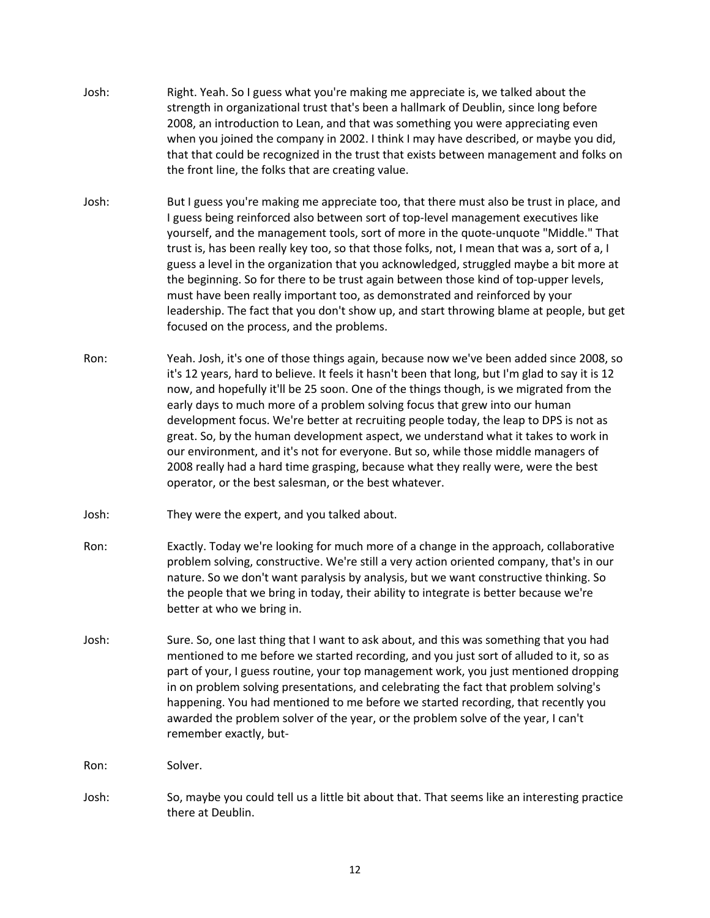Josh: Right. Yeah. So I guess what you're making me appreciate is, we talked about the strength in organizational trust that's been a hallmark of Deublin, since long before 2008, an introduction to Lean, and that was something you were appreciating even when you joined the company in 2002. I think I may have described, or maybe you did, that that could be recognized in the trust that exists between management and folks on the front line, the folks that are creating value.

Josh: But I guess you're making me appreciate too, that there must also be trust in place, and I guess being reinforced also between sort of top-level management executives like yourself, and the management tools, sort of more in the quote-unquote "Middle." That trust is, has been really key too, so that those folks, not, I mean that was a, sort of a, I guess a level in the organization that you acknowledged, struggled maybe a bit more at the beginning. So for there to be trust again between those kind of top-upper levels, must have been really important too, as demonstrated and reinforced by your leadership. The fact that you don't show up, and start throwing blame at people, but get focused on the process, and the problems.

Ron: Yeah. Josh, it's one of those things again, because now we've been added since 2008, so it's 12 years, hard to believe. It feels it hasn't been that long, but I'm glad to say it is 12 now, and hopefully it'll be 25 soon. One of the things though, is we migrated from the early days to much more of a problem solving focus that grew into our human development focus. We're better at recruiting people today, the leap to DPS is not as great. So, by the human development aspect, we understand what it takes to work in our environment, and it's not for everyone. But so, while those middle managers of 2008 really had a hard time grasping, because what they really were, were the best operator, or the best salesman, or the best whatever.

Josh: They were the expert, and you talked about.

Ron: Exactly. Today we're looking for much more of a change in the approach, collaborative problem solving, constructive. We're still a very action oriented company, that's in our nature. So we don't want paralysis by analysis, but we want constructive thinking. So the people that we bring in today, their ability to integrate is better because we're better at who we bring in.

Josh: Sure. So, one last thing that I want to ask about, and this was something that you had mentioned to me before we started recording, and you just sort of alluded to it, so as part of your, I guess routine, your top management work, you just mentioned dropping in on problem solving presentations, and celebrating the fact that problem solving's happening. You had mentioned to me before we started recording, that recently you awarded the problem solver of the year, or the problem solve of the year, I can't remember exactly, but-

Ron: Solver.

Josh: So, maybe you could tell us a little bit about that. That seems like an interesting practice there at Deublin.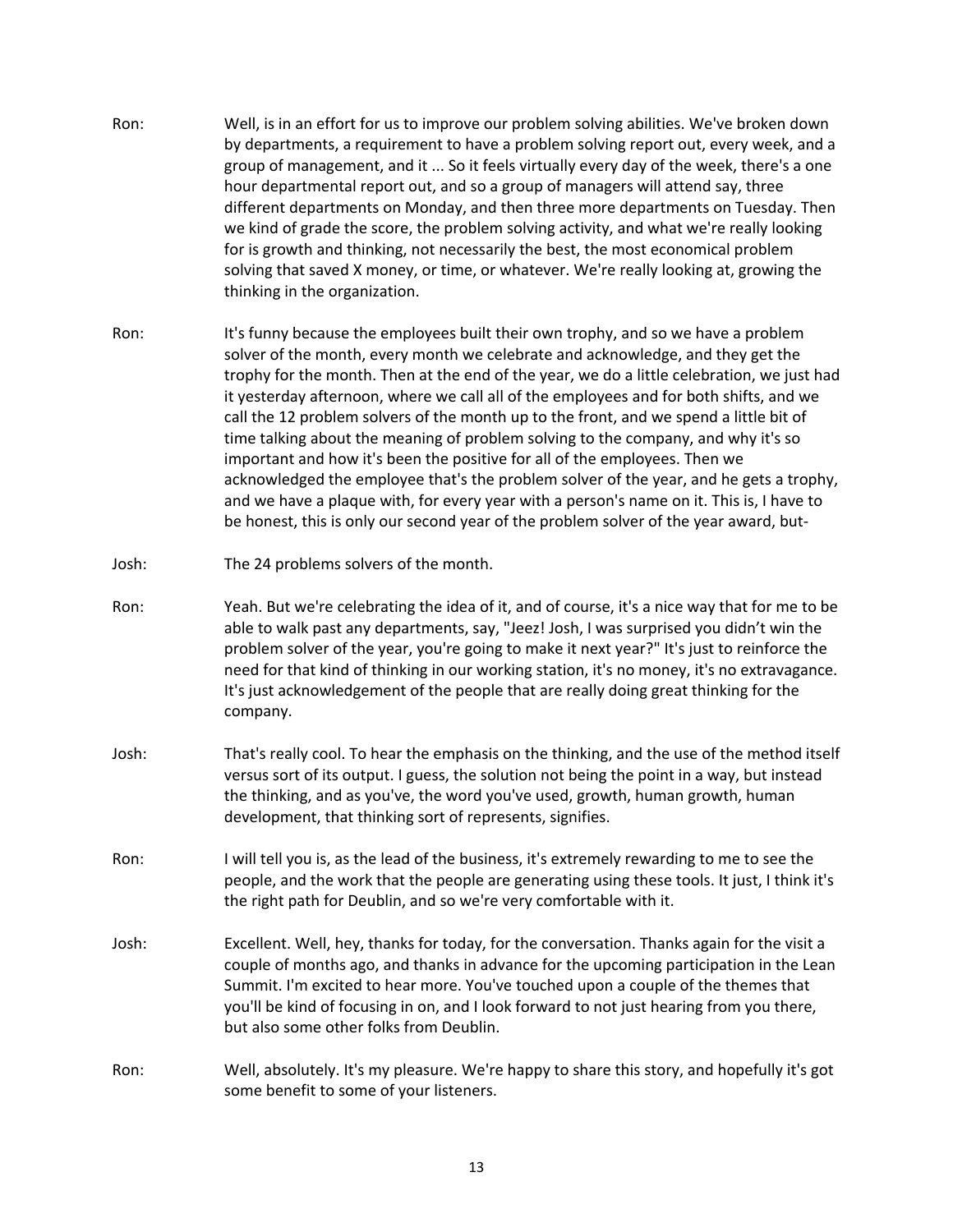Ron: Well, is in an effort for us to improve our problem solving abilities. We've broken down by departments, a requirement to have a problem solving report out, every week, and a group of management, and it ... So it feels virtually every day of the week, there's a one hour departmental report out, and so a group of managers will attend say, three different departments on Monday, and then three more departments on Tuesday. Then we kind of grade the score, the problem solving activity, and what we're really looking for is growth and thinking, not necessarily the best, the most economical problem solving that saved X money, or time, or whatever. We're really looking at, growing the thinking in the organization.

Ron: It's funny because the employees built their own trophy, and so we have a problem solver of the month, every month we celebrate and acknowledge, and they get the trophy for the month. Then at the end of the year, we do a little celebration, we just had it yesterday afternoon, where we call all of the employees and for both shifts, and we call the 12 problem solvers of the month up to the front, and we spend a little bit of time talking about the meaning of problem solving to the company, and why it's so important and how it's been the positive for all of the employees. Then we acknowledged the employee that's the problem solver of the year, and he gets a trophy, and we have a plaque with, for every year with a person's name on it. This is, I have to be honest, this is only our second year of the problem solver of the year award, but-

Josh: The 24 problems solvers of the month.

Ron: Yeah. But we're celebrating the idea of it, and of course, it's a nice way that for me to be able to walk past any departments, say, "Jeez! Josh, I was surprised you didn't win the problem solver of the year, you're going to make it next year?" It's just to reinforce the need for that kind of thinking in our working station, it's no money, it's no extravagance. It's just acknowledgement of the people that are really doing great thinking for the company.

Josh: That's really cool. To hear the emphasis on the thinking, and the use of the method itself versus sort of its output. I guess, the solution not being the point in a way, but instead the thinking, and as you've, the word you've used, growth, human growth, human development, that thinking sort of represents, signifies.

Ron: I will tell you is, as the lead of the business, it's extremely rewarding to me to see the people, and the work that the people are generating using these tools. It just, I think it's the right path for Deublin, and so we're very comfortable with it.

Josh: Excellent. Well, hey, thanks for today, for the conversation. Thanks again for the visit a couple of months ago, and thanks in advance for the upcoming participation in the Lean Summit. I'm excited to hear more. You've touched upon a couple of the themes that you'll be kind of focusing in on, and I look forward to not just hearing from you there, but also some other folks from Deublin.

Ron: Well, absolutely. It's my pleasure. We're happy to share this story, and hopefully it's got some benefit to some of your listeners.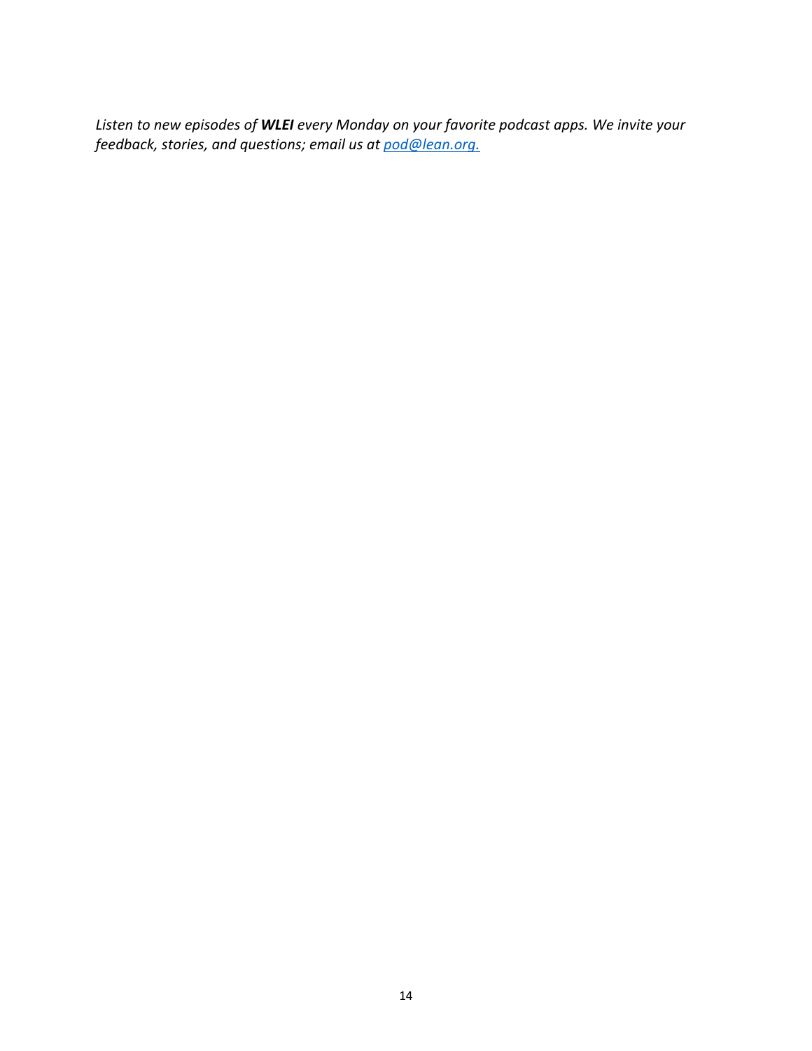*Listen to new episodes of **WLEI** every Monday on your favorite podcast apps. We invite your feedback, stories, and questions; email us at [pod@lean.org.](mailto:pod@lean.org)*